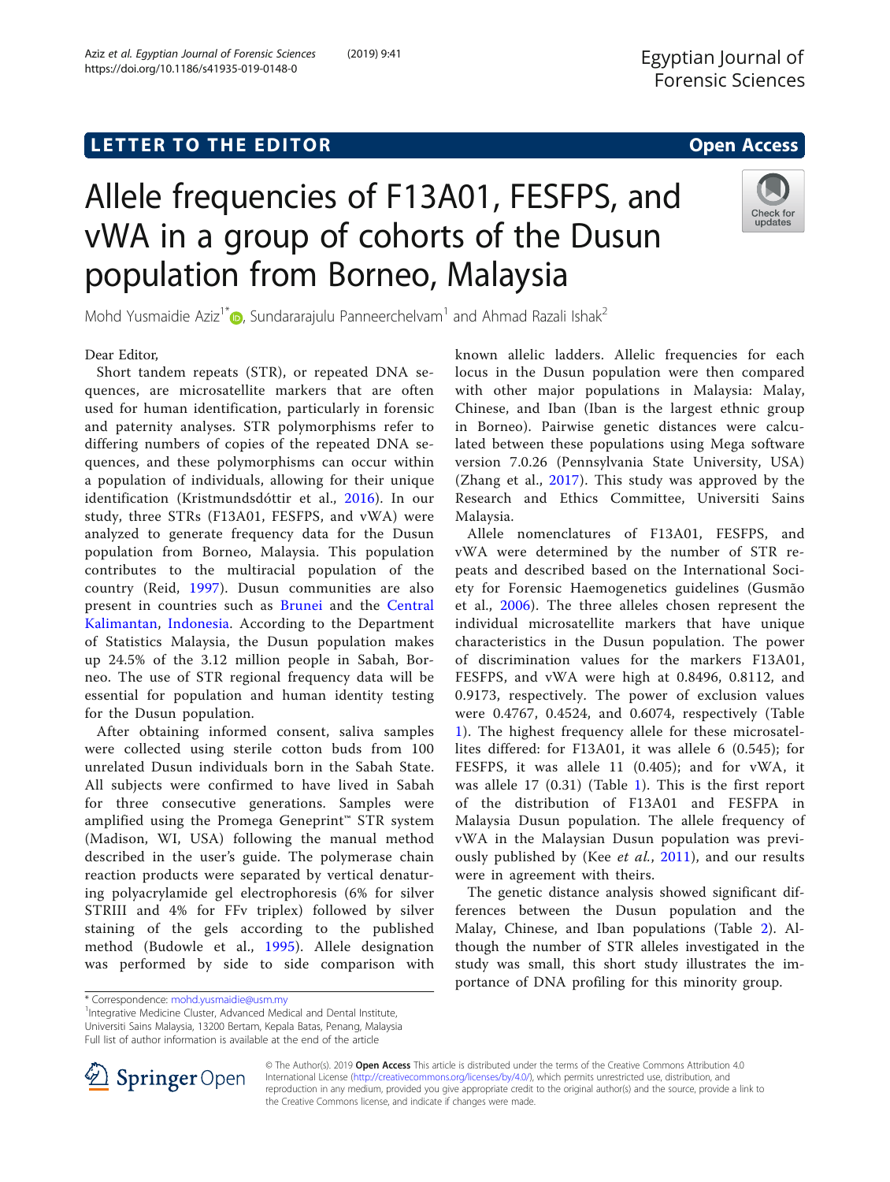LETTER TO THE EDITOR

Open Access

# Allele frequencies of F13A01, FESFPS, and vWA in a group of cohorts of the Dusun population from Borneo, Malaysia

Mohd Yusmaidie Aziz[1*], Sundararajulu Panneerchelvam[1] and Ahmad Razali Ishak[2]

Dear Editor,

Short tandem repeats (STR), or repeated DNA sequences, are microsatellite markers that are often used for human identification, particularly in forensic and paternity analyses. STR polymorphisms refer to differing numbers of copies of the repeated DNA sequences, and these polymorphisms can occur within a population of individuals, allowing for their unique identification (Kristmundsdóttir et al., 2016). In our study, three STRs (F13A01, FESFPS, and vWA) were analyzed to generate frequency data for the Dusun population from Borneo, Malaysia. This population contributes to the multiracial population of the country (Reid, 1997). Dusun communities are also present in countries such as Brunei and the Central Kalimantan, Indonesia. According to the Department of Statistics Malaysia, the Dusun population makes up 24.5% of the 3.12 million people in Sabah, Borneo. The use of STR regional frequency data will be essential for population and human identity testing for the Dusun population.

After obtaining informed consent, saliva samples were collected using sterile cotton buds from 100 unrelated Dusun individuals born in the Sabah State. All subjects were confirmed to have lived in Sabah for three consecutive generations. Samples were amplified using the Promega Geneprint™ STR system (Madison, WI, USA) following the manual method described in the user's guide. The polymerase chain reaction products were separated by vertical denaturing polyacrylamide gel electrophoresis (6% for silver STRIII and 4% for FFv triplex) followed by silver staining of the gels according to the published method (Budowle et al., 1995). Allele designation was performed by side to side comparison with known allelic ladders. Allelic frequencies for each locus in the Dusun population were then compared with other major populations in Malaysia: Malay, Chinese, and Iban (Iban is the largest ethnic group in Borneo). Pairwise genetic distances were calculated between these populations using Mega software version 7.0.26 (Pennsylvania State University, USA) (Zhang et al., 2017). This study was approved by the Research and Ethics Committee, Universiti Sains Malaysia.

Allele nomenclatures of F13A01, FESFPS, and vWA were determined by the number of STR repeats and described based on the International Society for Forensic Haemogenetics guidelines (Gusmão et al., 2006). The three alleles chosen represent the individual microsatellite markers that have unique characteristics in the Dusun population. The power of discrimination values for the markers F13A01, FESFPS, and vWA were high at 0.8496, 0.8112, and 0.9173, respectively. The power of exclusion values were 0.4767, 0.4524, and 0.6074, respectively (Table 1). The highest frequency allele for these microsatellites differed: for F13A01, it was allele 6 (0.545); for FESFPS, it was allele 11 (0.405); and for vWA, it was allele 17 (0.31) (Table 1). This is the first report of the distribution of F13A01 and FESFPA in Malaysia Dusun population. The allele frequency of vWA in the Malaysian Dusun population was previously published by (Kee *et al.*, 2011), and our results were in agreement with theirs.

The genetic distance analysis showed significant differences between the Dusun population and the Malay, Chinese, and Iban populations (Table 2). Although the number of STR alleles investigated in the study was small, this short study illustrates the importance of DNA profiling for this minority group.

* Correspondence: mohd.yusmaidie@usm.my

[1]Integrative Medicine Cluster, Advanced Medical and Dental Institute, Universiti Sains Malaysia, 13200 Bertam, Kepala Batas, Penang, Malaysia

Full list of author information is available at the end of the article

© The Author(s). 2019 **Open Access** This article is distributed under the terms of the Creative Commons Attribution 4.0 International License (http://creativecommons.org/licenses/by/4.0/), which permits unrestricted use, distribution, and reproduction in any medium, provided you give appropriate credit to the original author(s) and the source, provide a link to the Creative Commons license, and indicate if changes were made.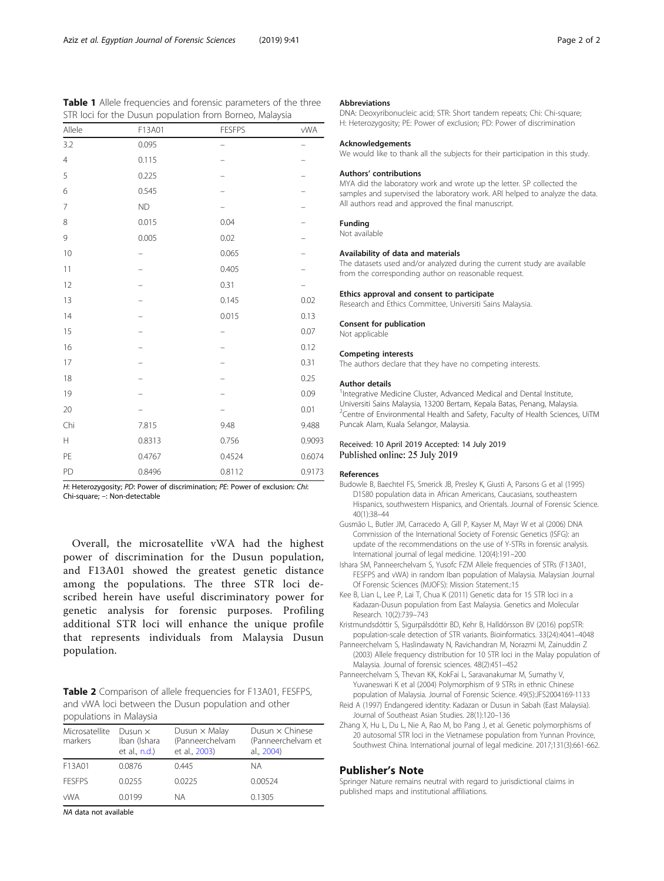**Table 1** Allele frequencies and forensic parameters of the three STR loci for the Dusun population from Borneo, Malaysia

| Allele | F13A01 | FESFPS | vWA |
|---|---|---|---|
| 3.2 | 0.095 | – | – |
| 4 | 0.115 | – | – |
| 5 | 0.225 | – | – |
| 6 | 0.545 | – | – |
| 7 | ND | – | – |
| 8 | 0.015 | 0.04 | – |
| 9 | 0.005 | 0.02 | – |
| 10 | – | 0.065 | – |
| 11 | – | 0.405 | – |
| 12 | – | 0.31 | – |
| 13 | – | 0.145 | 0.02 |
| 14 | – | 0.015 | 0.13 |
| 15 | – | – | 0.07 |
| 16 | – | – | 0.12 |
| 17 | – | – | 0.31 |
| 18 | – | – | 0.25 |
| 19 | – | – | 0.09 |
| 20 | – | – | 0.01 |
| Chi | 7.815 | 9.48 | 9.488 |
| H | 0.8313 | 0.756 | 0.9093 |
| PE | 0.4767 | 0.4524 | 0.6074 |
| PD | 0.8496 | 0.8112 | 0.9173 |

*H*: Heterozygosity; *PD*: Power of discrimination; *PE*: Power of exclusion: *Chi*: Chi-square; –: Non-detectable

Overall, the microsatellite vWA had the highest power of discrimination for the Dusun population, and F13A01 showed the greatest genetic distance among the populations. The three STR loci described herein have useful discriminatory power for genetic analysis for forensic purposes. Profiling additional STR loci will enhance the unique profile that represents individuals from Malaysia Dusun population.

**Table 2** Comparison of allele frequencies for F13A01, FESFPS, and vWA loci between the Dusun population and other populations in Malaysia

| Microsatellite markers | Dusun × Iban (Ishara et al., n.d.) | Dusun × Malay (Panneerchelvam et al., 2003) | Dusun × Chinese (Panneerchelvam et al., 2004) |
|---|---|---|---|
| F13A01 | 0.0876 | 0.445 | NA |
| FESFPS | 0.0255 | 0.0225 | 0.00524 |
| vWA | 0.0199 | NA | 0.1305 |

*NA* data not available

### Abbreviations

DNA: Deoxyribonucleic acid; STR: Short tandem repeats; Chi: Chi-square; H: Heterozygosity; PE: Power of exclusion; PD: Power of discrimination

### Acknowledgements

We would like to thank all the subjects for their participation in this study.

### Authors' contributions

MYA did the laboratory work and wrote up the letter. SP collected the samples and supervised the laboratory work. ARI helped to analyze the data. All authors read and approved the final manuscript.

### Funding

Not available

### Availability of data and materials

The datasets used and/or analyzed during the current study are available from the corresponding author on reasonable request.

### Ethics approval and consent to participate

Research and Ethics Committee, Universiti Sains Malaysia.

### Consent for publication

Not applicable

### Competing interests

The authors declare that they have no competing interests.

### Author details

[1]Integrative Medicine Cluster, Advanced Medical and Dental Institute, Universiti Sains Malaysia, 13200 Bertam, Kepala Batas, Penang, Malaysia. [2]Centre of Environmental Health and Safety, Faculty of Health Sciences, UiTM Puncak Alam, Kuala Selangor, Malaysia.

Received: 10 April 2019 Accepted: 14 July 2019
Published online: 25 July 2019

### References

Budowle B, Baechtel FS, Smerick JB, Presley K, Giusti A, Parsons G et al (1995) D1S80 population data in African Americans, Caucasians, southeastern Hispanics, southwestern Hispanics, and Orientals. Journal of Forensic Science. 40(1):38–44

Gusmão L, Butler JM, Carracedo A, Gill P, Kayser M, Mayr W et al (2006) DNA Commission of the International Society of Forensic Genetics (ISFG): an update of the recommendations on the use of Y-STRs in forensic analysis. International journal of legal medicine. 120(4):191–200

Ishara SM, Panneerchelvam S, Yusofc FZM Allele frequencies of STRs (F13A01, FESFPS and vWA) in random Iban population of Malaysia. Malaysian Journal Of Forensic Sciences (MJOFS): Mission Statement.:15

Kee B, Lian L, Lee P, Lai T, Chua K (2011) Genetic data for 15 STR loci in a Kadazan-Dusun population from East Malaysia. Genetics and Molecular Research. 10(2):739–743

Kristmundsdóttir S, Sigurpálsdóttir BD, Kehr B, Halldórsson BV (2016) popSTR: population-scale detection of STR variants. Bioinformatics. 33(24):4041–4048

Panneerchelvam S, Haslindawaty N, Ravichandran M, Norazmi M, Zainuddin Z (2003) Allele frequency distribution for 10 STR loci in the Malay population of Malaysia. Journal of forensic sciences. 48(2):451–452

Panneerchelvam S, Thevan KK, KokFai L, Saravanakumar M, Sumathy V, Yuvaneswari K et al (2004) Polymorphism of 9 STRs in ethnic Chinese population of Malaysia. Journal of Forensic Science. 49(5):JFS2004169-1133

Reid A (1997) Endangered identity: Kadazan or Dusun in Sabah (East Malaysia). Journal of Southeast Asian Studies. 28(1):120–136

Zhang X, Hu L, Du L, Nie A, Rao M, bo Pang J, et al. Genetic polymorphisms of 20 autosomal STR loci in the Vietnamese population from Yunnan Province, Southwest China. International journal of legal medicine. 2017;131(3):661-662.

## Publisher's Note

Springer Nature remains neutral with regard to jurisdictional claims in published maps and institutional affiliations.